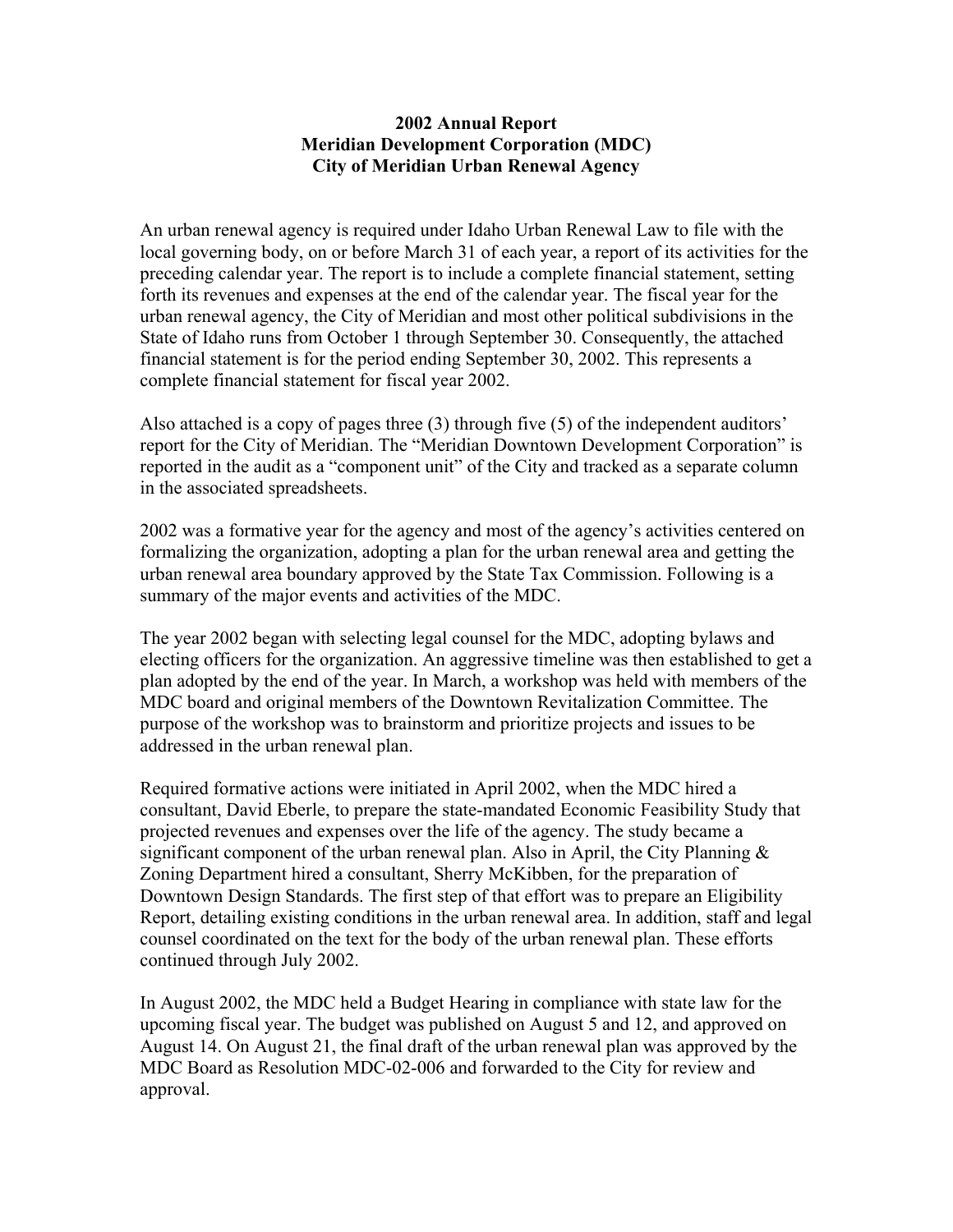# 2002 Annual Report
# Meridian Development Corporation (MDC)
# City of Meridian Urban Renewal Agency

An urban renewal agency is required under Idaho Urban Renewal Law to file with the local governing body, on or before March 31 of each year, a report of its activities for the preceding calendar year. The report is to include a complete financial statement, setting forth its revenues and expenses at the end of the calendar year. The fiscal year for the urban renewal agency, the City of Meridian and most other political subdivisions in the State of Idaho runs from October 1 through September 30. Consequently, the attached financial statement is for the period ending September 30, 2002. This represents a complete financial statement for fiscal year 2002.

Also attached is a copy of pages three (3) through five (5) of the independent auditors' report for the City of Meridian. The "Meridian Downtown Development Corporation" is reported in the audit as a "component unit" of the City and tracked as a separate column in the associated spreadsheets.

2002 was a formative year for the agency and most of the agency's activities centered on formalizing the organization, adopting a plan for the urban renewal area and getting the urban renewal area boundary approved by the State Tax Commission. Following is a summary of the major events and activities of the MDC.

The year 2002 began with selecting legal counsel for the MDC, adopting bylaws and electing officers for the organization. An aggressive timeline was then established to get a plan adopted by the end of the year. In March, a workshop was held with members of the MDC board and original members of the Downtown Revitalization Committee. The purpose of the workshop was to brainstorm and prioritize projects and issues to be addressed in the urban renewal plan.

Required formative actions were initiated in April 2002, when the MDC hired a consultant, David Eberle, to prepare the state-mandated Economic Feasibility Study that projected revenues and expenses over the life of the agency. The study became a significant component of the urban renewal plan. Also in April, the City Planning & Zoning Department hired a consultant, Sherry McKibben, for the preparation of Downtown Design Standards. The first step of that effort was to prepare an Eligibility Report, detailing existing conditions in the urban renewal area. In addition, staff and legal counsel coordinated on the text for the body of the urban renewal plan. These efforts continued through July 2002.

In August 2002, the MDC held a Budget Hearing in compliance with state law for the upcoming fiscal year. The budget was published on August 5 and 12, and approved on August 14. On August 21, the final draft of the urban renewal plan was approved by the MDC Board as Resolution MDC-02-006 and forwarded to the City for review and approval.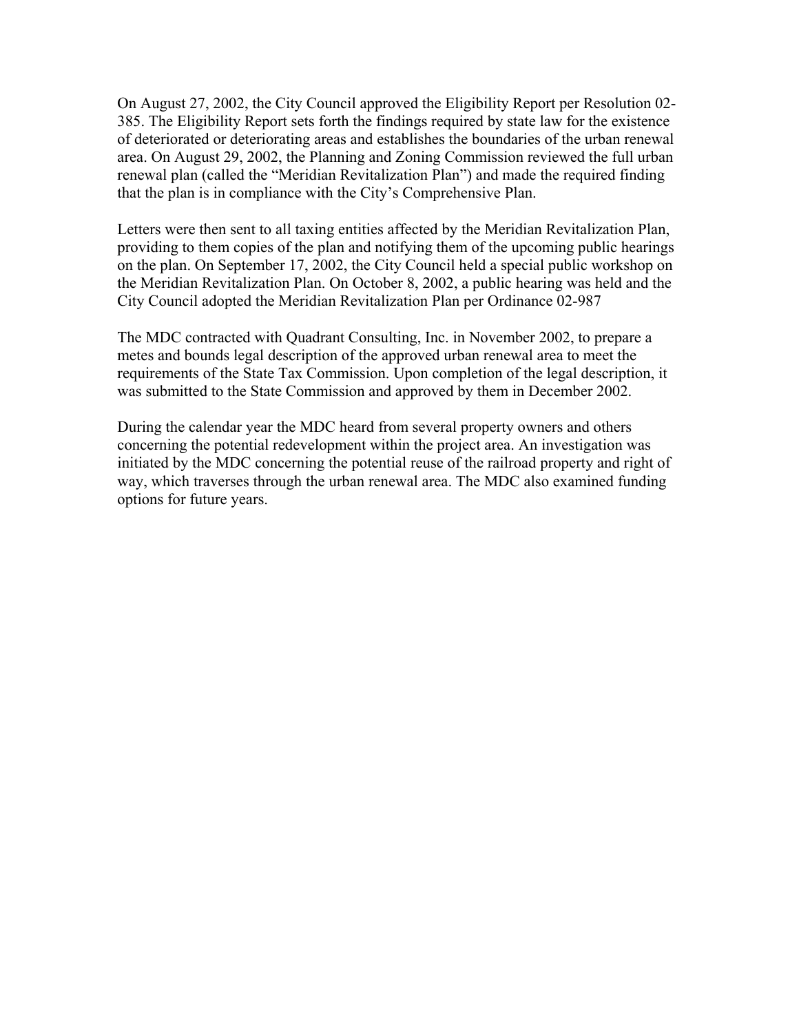On August 27, 2002, the City Council approved the Eligibility Report per Resolution 02-385. The Eligibility Report sets forth the findings required by state law for the existence of deteriorated or deteriorating areas and establishes the boundaries of the urban renewal area. On August 29, 2002, the Planning and Zoning Commission reviewed the full urban renewal plan (called the "Meridian Revitalization Plan") and made the required finding that the plan is in compliance with the City's Comprehensive Plan.

Letters were then sent to all taxing entities affected by the Meridian Revitalization Plan, providing to them copies of the plan and notifying them of the upcoming public hearings on the plan. On September 17, 2002, the City Council held a special public workshop on the Meridian Revitalization Plan. On October 8, 2002, a public hearing was held and the City Council adopted the Meridian Revitalization Plan per Ordinance 02-987

The MDC contracted with Quadrant Consulting, Inc. in November 2002, to prepare a metes and bounds legal description of the approved urban renewal area to meet the requirements of the State Tax Commission. Upon completion of the legal description, it was submitted to the State Commission and approved by them in December 2002.

During the calendar year the MDC heard from several property owners and others concerning the potential redevelopment within the project area. An investigation was initiated by the MDC concerning the potential reuse of the railroad property and right of way, which traverses through the urban renewal area. The MDC also examined funding options for future years.